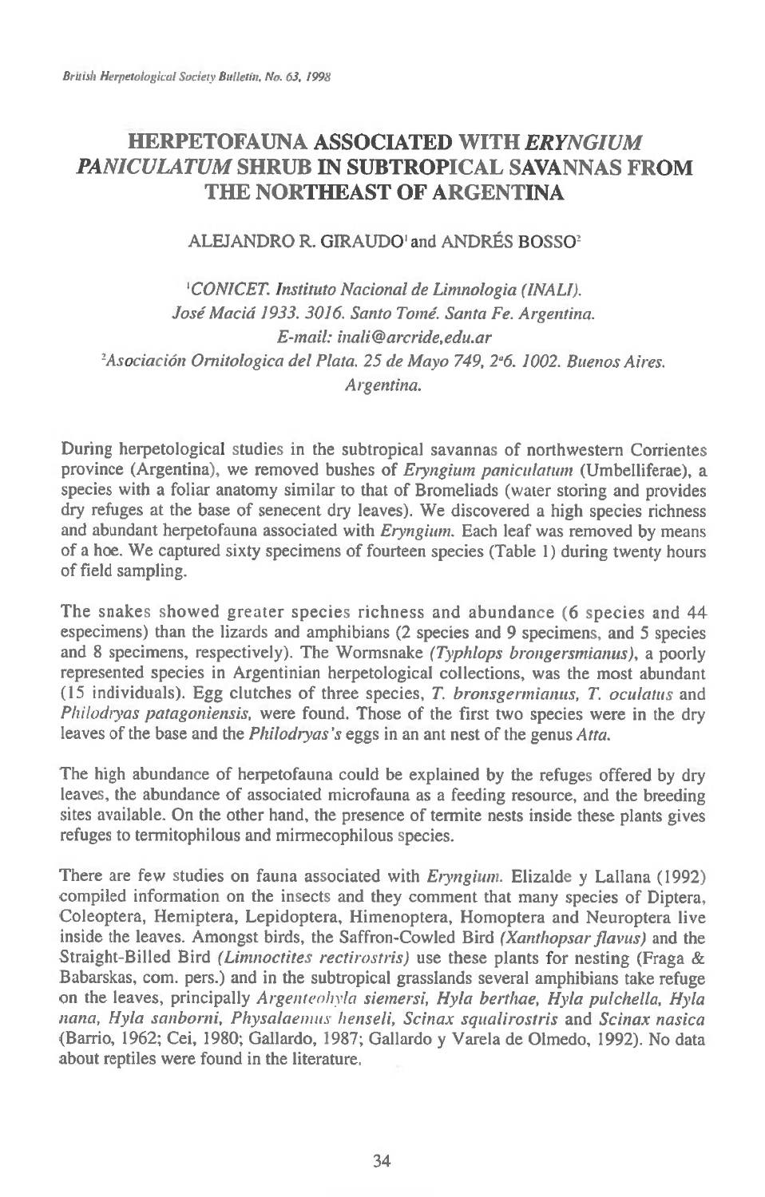# HERPETOFAUNA ASSOCIATED WITH *ERYNGIUM PANICULATUM* SHRUB IN SUBTROPICAL SAVANNAS FROM THE NORTHEAST OF ARGENTINA

ALEJANDRO R. GIRAUDO[1] and ANDRÉS BOSSO[2]

[1]*CONICET. Instituto Nacional de Limnologia (INALI). José Maciá 1933. 3016. Santo Tomé. Santa Fe. Argentina. E-mail: inali@arcride,edu.ar*

[2]*Asociación Ornitologica del Plata. 25 de Mayo 749, 2°6. 1002. Buenos Aires. Argentina.*

During herpetological studies in the subtropical savannas of northwestern Corrientes province (Argentina), we removed bushes of *Eryngium paniculatum* (Umbelliferae), a species with a foliar anatomy similar to that of Bromeliads (water storing and provides dry refuges at the base of senecent dry leaves). We discovered a high species richness and abundant herpetofauna associated with *Eryngium*. Each leaf was removed by means of a hoe. We captured sixty specimens of fourteen species (Table 1) during twenty hours of field sampling.

The snakes showed greater species richness and abundance (6 species and 44 especimens) than the lizards and amphibians (2 species and 9 specimens, and 5 species and 8 specimens, respectively). The Wormsnake *(Typhlops brongersmianus)*, a poorly represented species in Argentinian herpetological collections, was the most abundant (15 individuals). Egg clutches of three species, *T. bronsgermianus, T. oculatus* and *Philodryas patagoniensis*, were found. Those of the first two species were in the dry leaves of the base and the *Philodryas's* eggs in an ant nest of the genus *Atta*.

The high abundance of herpetofauna could be explained by the refuges offered by dry leaves, the abundance of associated microfauna as a feeding resource, and the breeding sites available. On the other hand, the presence of termite nests inside these plants gives refuges to termitophilous and mirmecophilous species.

There are few studies on fauna associated with *Eryngium*. Elizalde y Lallana (1992) compiled information on the insects and they comment that many species of Diptera, Coleoptera, Hemiptera, Lepidoptera, Himenoptera, Homoptera and Neuroptera live inside the leaves. Amongst birds, the Saffron-Cowled Bird *(Xanthopsar flavus)* and the Straight-Billed Bird *(Limnoctites rectirostris)* use these plants for nesting (Fraga & Babarskas, com. pers.) and in the subtropical grasslands several amphibians take refuge on the leaves, principally *Argenteohyla siemersi, Hyla berthae, Hyla pulchella, Hyla nana, Hyla sanborni, Physalaemus henseli, Scinax squalirostris* and *Scinax nasica* (Barrio, 1962; Cei, 1980; Gallardo, 1987; Gallardo y Varela de Olmedo, 1992). No data about reptiles were found in the literature.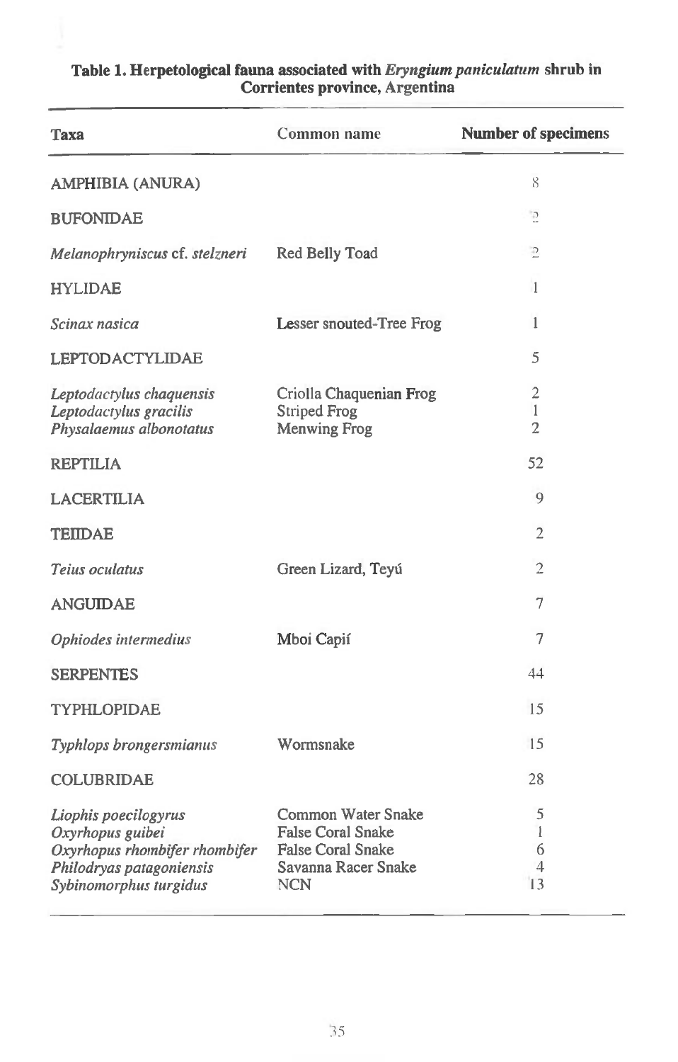**Table 1. Herpetological fauna associated with *Eryngium paniculatum* shrub in Corrientes province, Argentina**

| Taxa | Common name | Number of specimens |
|---|---|---|
| AMPHIBIA (ANURA) | | 8 |
| BUFONIDAE | | 2 |
| *Melanophryniscus* cf. *stelzneri* | Red Belly Toad | 2 |
| HYLIDAE | | 1 |
| *Scinax nasica* | Lesser snouted-Tree Frog | 1 |
| LEPTODACTYLIDAE | | 5 |
| *Leptodactylus chaquensis* | Criolla Chaquenian Frog | 2 |
| *Leptodactylus gracilis* | Striped Frog | 1 |
| *Physalaemus albonotatus* | Menwing Frog | 2 |
| REPTILIA | | 52 |
| LACERTILIA | | 9 |
| TEIIDAE | | 2 |
| *Teius oculatus* | Green Lizard, Teyú | 2 |
| ANGUIDAE | | 7 |
| *Ophiodes intermedius* | Mboi Capií | 7 |
| SERPENTES | | 44 |
| TYPHLOPIDAE | | 15 |
| *Typhlops brongersmianus* | Wormsnake | 15 |
| COLUBRIDAE | | 28 |
| *Liophis poecilogyrus* | Common Water Snake | 5 |
| *Oxyrhopus guibei* | False Coral Snake | 1 |
| *Oxyrhopus rhombifer rhombifer* | False Coral Snake | 6 |
| *Philodryas patagoniensis* | Savanna Racer Snake | 4 |
| *Sybinomorphus turgidus* | NCN | 13 |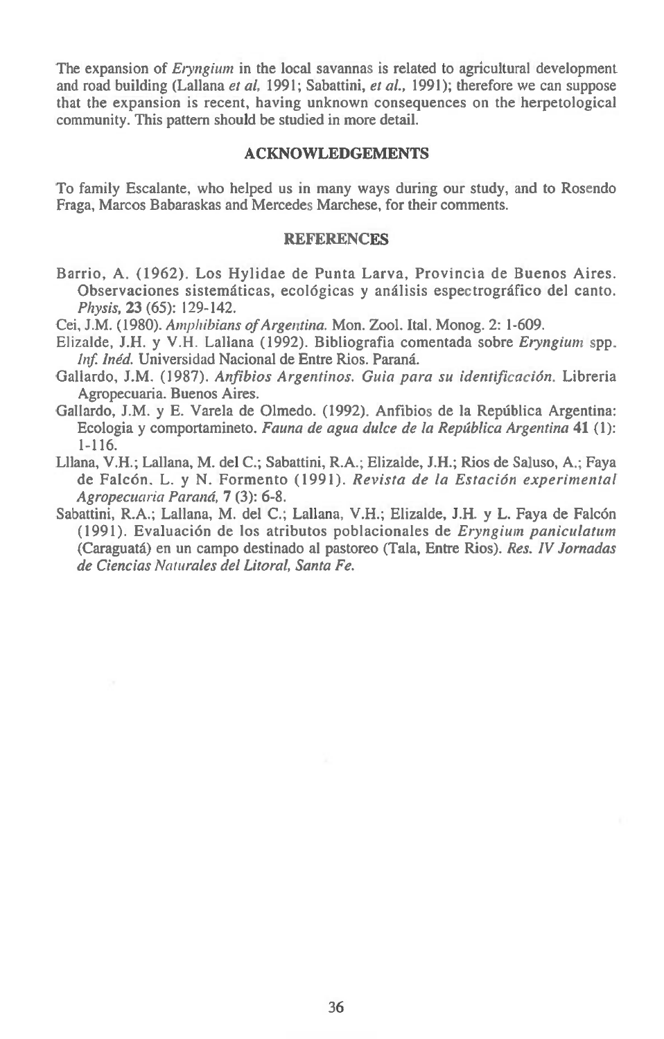The expansion of *Eryngium* in the local savannas is related to agricultural development and road building (Lallana *et al*, 1991; Sabattini, *et al.*, 1991); therefore we can suppose that the expansion is recent, having unknown consequences on the herpetological community. This pattern should be studied in more detail.

## ACKNOWLEDGEMENTS

To family Escalante, who helped us in many ways during our study, and to Rosendo Fraga, Marcos Babaraskas and Mercedes Marchese, for their comments.

## REFERENCES

Barrio, A. (1962). Los Hylidae de Punta Larva, Provincia de Buenos Aires. Observaciones sistemáticas, ecológicas y análisis espectrográfico del canto. *Physis*, **23** (65): 129-142.

Cei, J.M. (1980). *Amphibians of Argentina.* Mon. Zool. Ital. Monog. 2: 1-609.

Elizalde, J.H. y V.H. Lallana (1992). Bibliografia comentada sobre *Eryngium* spp. *Inf. Inéd.* Universidad Nacional de Entre Rios. Paraná.

Gallardo, J.M. (1987). *Anfibios Argentinos. Guia para su identificación.* Libreria Agropecuaria. Buenos Aires.

Gallardo, J.M. y E. Varela de Olmedo. (1992). Anfibios de la República Argentina: Ecologia y comportamineto. *Fauna de agua dulce de la República Argentina* **41** (1): 1-116.

Llana, V.H.; Lallana, M. del C.; Sabattini, R.A.; Elizalde, J.H.; Rios de Saluso, A.; Faya de Falcón. L. y N. Formento (1991). *Revista de la Estación experimental Agropecuaria Paraná,* **7** (3): 6-8.

Sabattini, R.A.; Lallana, M. del C.; Lallana, V.H.; Elizalde, J.H. y L. Faya de Falcón (1991). Evaluación de los atributos poblacionales de *Eryngium paniculatum* (Caraguatá) en un campo destinado al pastoreo (Tala, Entre Rios). *Res. IV Jornadas de Ciencias Naturales del Litoral, Santa Fe.*